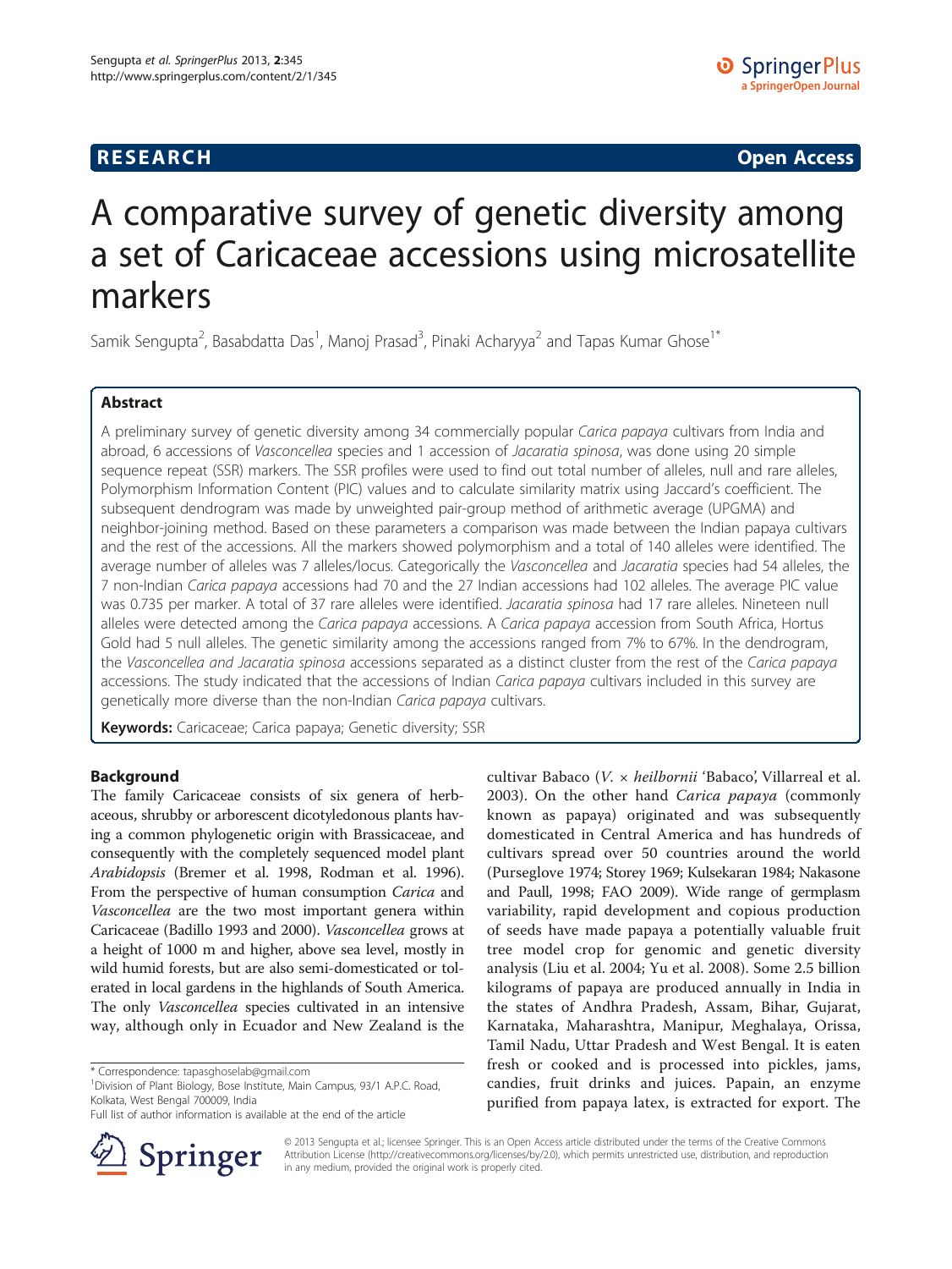**RESEARCH** **Open Access**

# A comparative survey of genetic diversity among a set of Caricaceae accessions using microsatellite markers

Samik Sengupta[2], Basabdatta Das[1], Manoj Prasad[3], Pinaki Acharyya[2] and Tapas Kumar Ghose[1*]

## Abstract

A preliminary survey of genetic diversity among 34 commercially popular *Carica papaya* cultivars from India and abroad, 6 accessions of *Vasconcellea* species and 1 accession of *Jacaratia spinosa*, was done using 20 simple sequence repeat (SSR) markers. The SSR profiles were used to find out total number of alleles, null and rare alleles, Polymorphism Information Content (PIC) values and to calculate similarity matrix using Jaccard's coefficient. The subsequent dendrogram was made by unweighted pair-group method of arithmetic average (UPGMA) and neighbor-joining method. Based on these parameters a comparison was made between the Indian papaya cultivars and the rest of the accessions. All the markers showed polymorphism and a total of 140 alleles were identified. The average number of alleles was 7 alleles/locus. Categorically the *Vasconcellea* and *Jacaratia* species had 54 alleles, the 7 non-Indian *Carica papaya* accessions had 70 and the 27 Indian accessions had 102 alleles. The average PIC value was 0.735 per marker. A total of 37 rare alleles were identified. *Jacaratia spinosa* had 17 rare alleles. Nineteen null alleles were detected among the *Carica papaya* accessions. A *Carica papaya* accession from South Africa, Hortus Gold had 5 null alleles. The genetic similarity among the accessions ranged from 7% to 67%. In the dendrogram, the *Vasconcellea and Jacaratia spinosa* accessions separated as a distinct cluster from the rest of the *Carica papaya* accessions. The study indicated that the accessions of Indian *Carica papaya* cultivars included in this survey are genetically more diverse than the non-Indian *Carica papaya* cultivars.

**Keywords:** Caricaceae; Carica papaya; Genetic diversity; SSR

## Background

The family Caricaceae consists of six genera of herbaceous, shrubby or arborescent dicotyledonous plants having a common phylogenetic origin with Brassicaceae, and consequently with the completely sequenced model plant *Arabidopsis* (Bremer et al. 1998, Rodman et al. 1996). From the perspective of human consumption *Carica* and *Vasconcellea* are the two most important genera within Caricaceae (Badillo 1993 and 2000). *Vasconcellea* grows at a height of 1000 m and higher, above sea level, mostly in wild humid forests, but are also semi-domesticated or tolerated in local gardens in the highlands of South America. The only *Vasconcellea* species cultivated in an intensive way, although only in Ecuador and New Zealand is the cultivar Babaco (*V.* × *heilbornii* 'Babaco', Villarreal et al. 2003). On the other hand *Carica papaya* (commonly known as papaya) originated and was subsequently domesticated in Central America and has hundreds of cultivars spread over 50 countries around the world (Purseglove 1974; Storey 1969; Kulsekaran 1984; Nakasone and Paull, 1998; FAO 2009). Wide range of germplasm variability, rapid development and copious production of seeds have made papaya a potentially valuable fruit tree model crop for genomic and genetic diversity analysis (Liu et al. 2004; Yu et al. 2008). Some 2.5 billion kilograms of papaya are produced annually in India in the states of Andhra Pradesh, Assam, Bihar, Gujarat, Karnataka, Maharashtra, Manipur, Meghalaya, Orissa, Tamil Nadu, Uttar Pradesh and West Bengal. It is eaten fresh or cooked and is processed into pickles, jams, candies, fruit drinks and juices. Papain, an enzyme purified from papaya latex, is extracted for export. The

\* Correspondence: tapasghoselab@gmail.com
[1]Division of Plant Biology, Bose Institute, Main Campus, 93/1 A.P.C. Road, Kolkata, West Bengal 700009, India
Full list of author information is available at the end of the article

© 2013 Sengupta et al.; licensee Springer. This is an Open Access article distributed under the terms of the Creative Commons Attribution License (http://creativecommons.org/licenses/by/2.0), which permits unrestricted use, distribution, and reproduction in any medium, provided the original work is properly cited.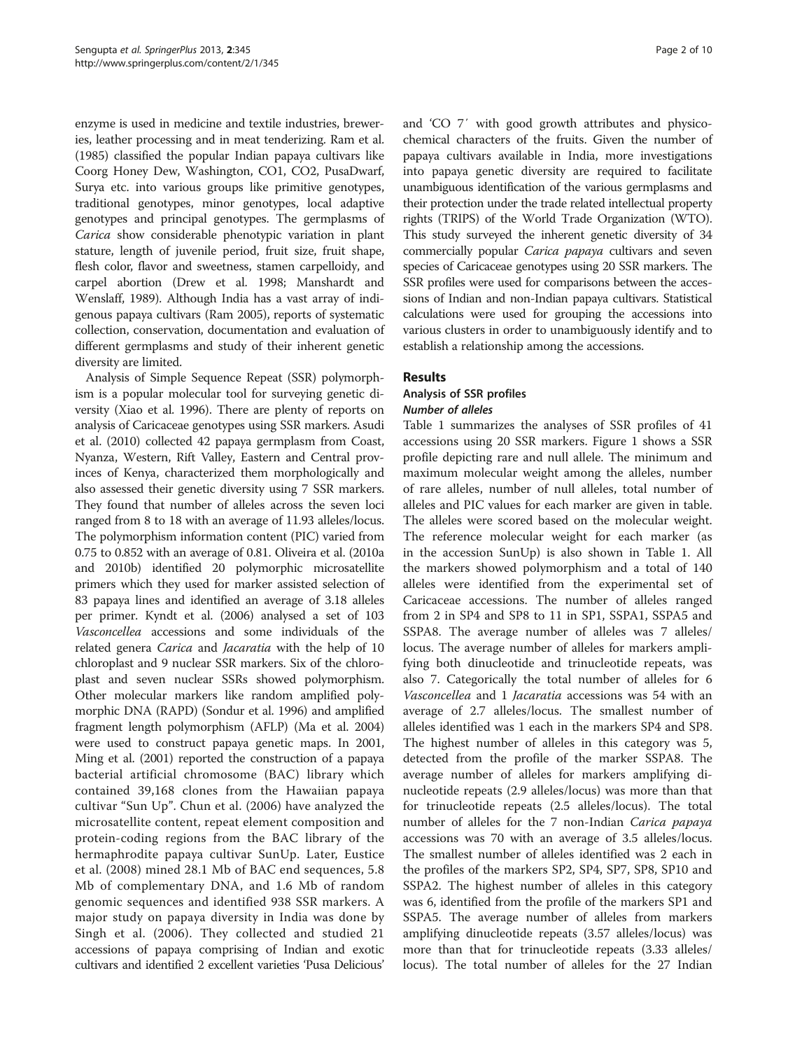enzyme is used in medicine and textile industries, breweries, leather processing and in meat tenderizing. Ram et al. (1985) classified the popular Indian papaya cultivars like Coorg Honey Dew, Washington, CO1, CO2, PusaDwarf, Surya etc. into various groups like primitive genotypes, traditional genotypes, minor genotypes, local adaptive genotypes and principal genotypes. The germplasms of *Carica* show considerable phenotypic variation in plant stature, length of juvenile period, fruit size, fruit shape, flesh color, flavor and sweetness, stamen carpelloidy, and carpel abortion (Drew et al. 1998; Manshardt and Wenslaff, 1989). Although India has a vast array of indigenous papaya cultivars (Ram 2005), reports of systematic collection, conservation, documentation and evaluation of different germplasms and study of their inherent genetic diversity are limited.

Analysis of Simple Sequence Repeat (SSR) polymorphism is a popular molecular tool for surveying genetic diversity (Xiao et al. 1996). There are plenty of reports on analysis of Caricaceae genotypes using SSR markers. Asudi et al. (2010) collected 42 papaya germplasm from Coast, Nyanza, Western, Rift Valley, Eastern and Central provinces of Kenya, characterized them morphologically and also assessed their genetic diversity using 7 SSR markers. They found that number of alleles across the seven loci ranged from 8 to 18 with an average of 11.93 alleles/locus. The polymorphism information content (PIC) varied from 0.75 to 0.852 with an average of 0.81. Oliveira et al. (2010a and 2010b) identified 20 polymorphic microsatellite primers which they used for marker assisted selection of 83 papaya lines and identified an average of 3.18 alleles per primer. Kyndt et al. (2006) analysed a set of 103 *Vasconcellea* accessions and some individuals of the related genera *Carica* and *Jacaratia* with the help of 10 chloroplast and 9 nuclear SSR markers. Six of the chloroplast and seven nuclear SSRs showed polymorphism. Other molecular markers like random amplified polymorphic DNA (RAPD) (Sondur et al. 1996) and amplified fragment length polymorphism (AFLP) (Ma et al. 2004) were used to construct papaya genetic maps. In 2001, Ming et al. (2001) reported the construction of a papaya bacterial artificial chromosome (BAC) library which contained 39,168 clones from the Hawaiian papaya cultivar "Sun Up". Chun et al. (2006) have analyzed the microsatellite content, repeat element composition and protein-coding regions from the BAC library of the hermaphrodite papaya cultivar SunUp. Later, Eustice et al. (2008) mined 28.1 Mb of BAC end sequences, 5.8 Mb of complementary DNA, and 1.6 Mb of random genomic sequences and identified 938 SSR markers. A major study on papaya diversity in India was done by Singh et al. (2006). They collected and studied 21 accessions of papaya comprising of Indian and exotic cultivars and identified 2 excellent varieties 'Pusa Delicious' and 'CO 7′ with good growth attributes and physico-chemical characters of the fruits. Given the number of papaya cultivars available in India, more investigations into papaya genetic diversity are required to facilitate unambiguous identification of the various germplasms and their protection under the trade related intellectual property rights (TRIPS) of the World Trade Organization (WTO). This study surveyed the inherent genetic diversity of 34 commercially popular *Carica papaya* cultivars and seven species of Caricaceae genotypes using 20 SSR markers. The SSR profiles were used for comparisons between the accessions of Indian and non-Indian papaya cultivars. Statistical calculations were used for grouping the accessions into various clusters in order to unambiguously identify and to establish a relationship among the accessions.

## Results

### Analysis of SSR profiles

#### *Number of alleles*

Table 1 summarizes the analyses of SSR profiles of 41 accessions using 20 SSR markers. Figure 1 shows a SSR profile depicting rare and null allele. The minimum and maximum molecular weight among the alleles, number of rare alleles, number of null alleles, total number of alleles and PIC values for each marker are given in table. The alleles were scored based on the molecular weight. The reference molecular weight for each marker (as in the accession SunUp) is also shown in Table 1. All the markers showed polymorphism and a total of 140 alleles were identified from the experimental set of Caricaceae accessions. The number of alleles ranged from 2 in SP4 and SP8 to 11 in SP1, SSPA1, SSPA5 and SSPA8. The average number of alleles was 7 alleles/locus. The average number of alleles for markers amplifying both dinucleotide and trinucleotide repeats, was also 7. Categorically the total number of alleles for 6 *Vasconcellea* and 1 *Jacaratia* accessions was 54 with an average of 2.7 alleles/locus. The smallest number of alleles identified was 1 each in the markers SP4 and SP8. The highest number of alleles in this category was 5, detected from the profile of the marker SSPA8. The average number of alleles for markers amplifying dinucleotide repeats (2.9 alleles/locus) was more than that for trinucleotide repeats (2.5 alleles/locus). The total number of alleles for the 7 non-Indian *Carica papaya* accessions was 70 with an average of 3.5 alleles/locus. The smallest number of alleles identified was 2 each in the profiles of the markers SP2, SP4, SP7, SP8, SP10 and SSPA2. The highest number of alleles in this category was 6, identified from the profile of the markers SP1 and SSPA5. The average number of alleles from markers amplifying dinucleotide repeats (3.57 alleles/locus) was more than that for trinucleotide repeats (3.33 alleles/locus). The total number of alleles for the 27 Indian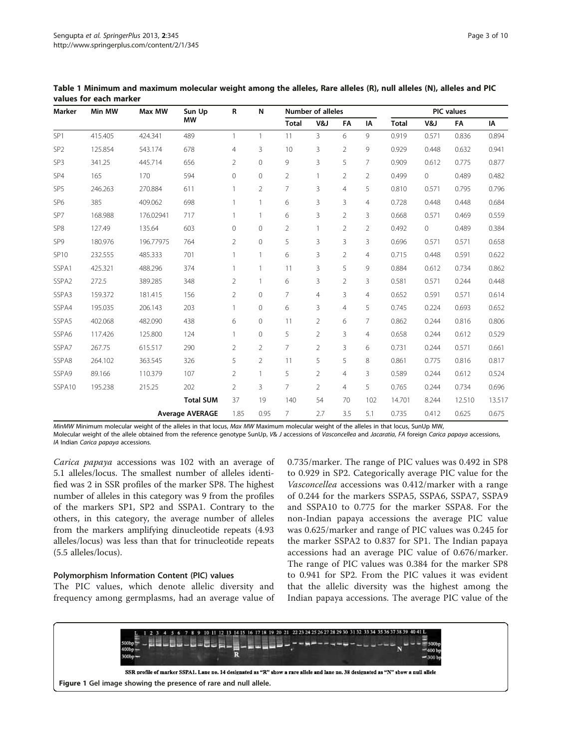**Table 1 Minimum and maximum molecular weight among the alleles, Rare alleles (R), null alleles (N), alleles and PIC values for each marker**

| Marker | Min MW | Max MW | Sun Up MW | R | N | Number of alleles | | | | PIC values | | | |
|---|---|---|---|---|---|---|---|---|---|---|---|---|---|
| | | | | | | Total | V&J | FA | IA | Total | V&J | FA | IA |
| SP1 | 415.405 | 424.341 | 489 | 1 | 1 | 11 | 3 | 6 | 9 | 0.919 | 0.571 | 0.836 | 0.894 |
| SP2 | 125.854 | 543.174 | 678 | 4 | 3 | 10 | 3 | 2 | 9 | 0.929 | 0.448 | 0.632 | 0.941 |
| SP3 | 341.25 | 445.714 | 656 | 2 | 0 | 9 | 3 | 5 | 7 | 0.909 | 0.612 | 0.775 | 0.877 |
| SP4 | 165 | 170 | 594 | 0 | 0 | 2 | 1 | 2 | 2 | 0.499 | 0 | 0.489 | 0.482 |
| SP5 | 246.263 | 270.884 | 611 | 1 | 2 | 7 | 3 | 4 | 5 | 0.810 | 0.571 | 0.795 | 0.796 |
| SP6 | 385 | 409.062 | 698 | 1 | 1 | 6 | 3 | 3 | 4 | 0.728 | 0.448 | 0.448 | 0.684 |
| SP7 | 168.988 | 176.02941 | 717 | 1 | 1 | 6 | 3 | 2 | 3 | 0.668 | 0.571 | 0.469 | 0.559 |
| SP8 | 127.49 | 135.64 | 603 | 0 | 0 | 2 | 1 | 2 | 2 | 0.492 | 0 | 0.489 | 0.384 |
| SP9 | 180.976 | 196.77975 | 764 | 2 | 0 | 5 | 3 | 3 | 3 | 0.696 | 0.571 | 0.571 | 0.658 |
| SP10 | 232.555 | 485.333 | 701 | 1 | 1 | 6 | 3 | 2 | 4 | 0.715 | 0.448 | 0.591 | 0.622 |
| SSPA1 | 425.321 | 488.296 | 374 | 1 | 1 | 11 | 3 | 5 | 9 | 0.884 | 0.612 | 0.734 | 0.862 |
| SSPA2 | 272.5 | 389.285 | 348 | 2 | 1 | 6 | 3 | 2 | 3 | 0.581 | 0.571 | 0.244 | 0.448 |
| SSPA3 | 159.372 | 181.415 | 156 | 2 | 0 | 7 | 4 | 3 | 4 | 0.652 | 0.591 | 0.571 | 0.614 |
| SSPA4 | 195.035 | 206.143 | 203 | 1 | 0 | 6 | 3 | 4 | 5 | 0.745 | 0.224 | 0.693 | 0.652 |
| SSPA5 | 402.068 | 482.090 | 438 | 6 | 0 | 11 | 2 | 6 | 7 | 0.862 | 0.244 | 0.816 | 0.806 |
| SSPA6 | 117.426 | 125.800 | 124 | 1 | 0 | 5 | 2 | 3 | 4 | 0.658 | 0.244 | 0.612 | 0.529 |
| SSPA7 | 267.75 | 615.517 | 290 | 2 | 2 | 7 | 2 | 3 | 6 | 0.731 | 0.244 | 0.571 | 0.661 |
| SSPA8 | 264.102 | 363.545 | 326 | 5 | 2 | 11 | 5 | 5 | 8 | 0.861 | 0.775 | 0.816 | 0.817 |
| SSPA9 | 89.166 | 110.379 | 107 | 2 | 1 | 5 | 2 | 4 | 3 | 0.589 | 0.244 | 0.612 | 0.524 |
| SSPA10 | 195.238 | 215.25 | 202 | 2 | 3 | 7 | 2 | 4 | 5 | 0.765 | 0.244 | 0.734 | 0.696 |
| | | | **Total SUM** | 37 | 19 | 140 | 54 | 70 | 102 | 14.701 | 8.244 | 12.510 | 13.517 |
| | | | **Average AVERAGE** | 1.85 | 0.95 | 7 | 2.7 | 3.5 | 5.1 | 0.735 | 0.412 | 0.625 | 0.675 |

*MinMW* Minimum molecular weight of the alleles in that locus, *Max MW* Maximum molecular weight of the alleles in that locus, SunUp MW, Molecular weight of the allele obtained from the reference genotype SunUp, *V& J* accessions of *Vasconcellea* and *Jacaratia*, *FA* foreign *Carica papaya* accessions, *IA* Indian *Carica papaya* accessions.

*Carica papaya* accessions was 102 with an average of 5.1 alleles/locus. The smallest number of alleles identified was 2 in SSR profiles of the marker SP8. The highest number of alleles in this category was 9 from the profiles of the markers SP1, SP2 and SSPA1. Contrary to the others, in this category, the average number of alleles from the markers amplifying dinucleotide repeats (4.93 alleles/locus) was less than that for trinucleotide repeats (5.5 alleles/locus).

## Polymorphism Information Content (PIC) values

The PIC values, which denote allelic diversity and frequency among germplasms, had an average value of 0.735/marker. The range of PIC values was 0.492 in SP8 to 0.929 in SP2. Categorically average PIC value for the *Vasconcellea* accessions was 0.412/marker with a range of 0.244 for the markers SSPA5, SSPA6, SSPA7, SSPA9 and SSPA10 to 0.775 for the marker SSPA8. For the non-Indian papaya accessions the average PIC value was 0.625/marker and range of PIC values was 0.245 for the marker SSPA2 to 0.837 for SP1. The Indian papaya accessions had an average PIC value of 0.676/marker. The range of PIC values was 0.384 for the marker SP8 to 0.941 for SP2. From the PIC values it was evident that the allelic diversity was the highest among the Indian papaya accessions. The average PIC value of the

SSR profile of marker SSPA1. Lane no. 14 designated as "R" show a rare allele and lane no. 38 designated as "N" show a null allele

**Figure 1** Gel image showing the presence of rare and null allele.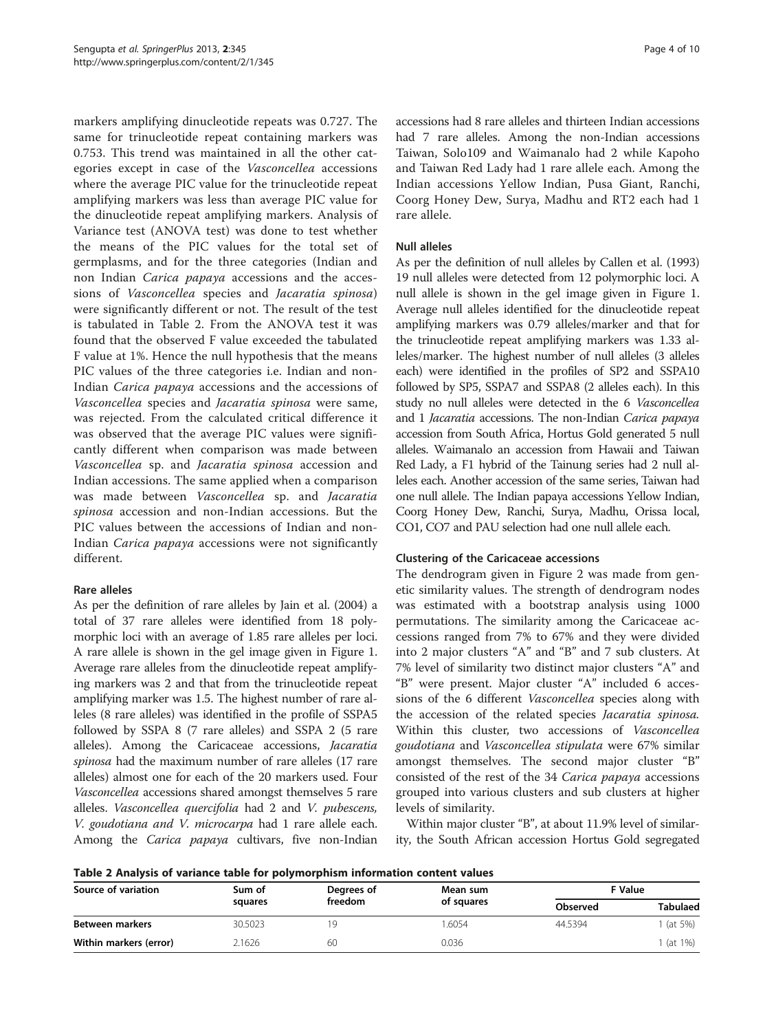markers amplifying dinucleotide repeats was 0.727. The same for trinucleotide repeat containing markers was 0.753. This trend was maintained in all the other categories except in case of the *Vasconcellea* accessions where the average PIC value for the trinucleotide repeat amplifying markers was less than average PIC value for the dinucleotide repeat amplifying markers. Analysis of Variance test (ANOVA test) was done to test whether the means of the PIC values for the total set of germplasms, and for the three categories (Indian and non Indian *Carica papaya* accessions and the accessions of *Vasconcellea* species and *Jacaratia spinosa*) were significantly different or not. The result of the test is tabulated in Table 2. From the ANOVA test it was found that the observed F value exceeded the tabulated F value at 1%. Hence the null hypothesis that the means PIC values of the three categories i.e. Indian and non-Indian *Carica papaya* accessions and the accessions of *Vasconcellea* species and *Jacaratia spinosa* were same, was rejected. From the calculated critical difference it was observed that the average PIC values were significantly different when comparison was made between *Vasconcellea* sp. and *Jacaratia spinosa* accession and Indian accessions. The same applied when a comparison was made between *Vasconcellea* sp. and *Jacaratia spinosa* accession and non-Indian accessions. But the PIC values between the accessions of Indian and non-Indian *Carica papaya* accessions were not significantly different.

### Rare alleles

As per the definition of rare alleles by Jain et al. (2004) a total of 37 rare alleles were identified from 18 polymorphic loci with an average of 1.85 rare alleles per loci. A rare allele is shown in the gel image given in Figure 1. Average rare alleles from the dinucleotide repeat amplifying markers was 2 and that from the trinucleotide repeat amplifying marker was 1.5. The highest number of rare alleles (8 rare alleles) was identified in the profile of SSPA5 followed by SSPA 8 (7 rare alleles) and SSPA 2 (5 rare alleles). Among the Caricaceae accessions, *Jacaratia spinosa* had the maximum number of rare alleles (17 rare alleles) almost one for each of the 20 markers used. Four *Vasconcellea* accessions shared amongst themselves 5 rare alleles. *Vasconcellea quercifolia* had 2 and *V. pubescens, V. goudotiana and V. microcarpa* had 1 rare allele each. Among the *Carica papaya* cultivars, five non-Indian accessions had 8 rare alleles and thirteen Indian accessions had 7 rare alleles. Among the non-Indian accessions Taiwan, Solo109 and Waimanalo had 2 while Kapoho and Taiwan Red Lady had 1 rare allele each. Among the Indian accessions Yellow Indian, Pusa Giant, Ranchi, Coorg Honey Dew, Surya, Madhu and RT2 each had 1 rare allele.

### Null alleles

As per the definition of null alleles by Callen et al. (1993) 19 null alleles were detected from 12 polymorphic loci. A null allele is shown in the gel image given in Figure 1. Average null alleles identified for the dinucleotide repeat amplifying markers was 0.79 alleles/marker and that for the trinucleotide repeat amplifying markers was 1.33 alleles/marker. The highest number of null alleles (3 alleles each) were identified in the profiles of SP2 and SSPA10 followed by SP5, SSPA7 and SSPA8 (2 alleles each). In this study no null alleles were detected in the 6 *Vasconcellea* and 1 *Jacaratia* accessions. The non-Indian *Carica papaya* accession from South Africa, Hortus Gold generated 5 null alleles. Waimanalo an accession from Hawaii and Taiwan Red Lady, a F1 hybrid of the Tainung series had 2 null alleles each. Another accession of the same series, Taiwan had one null allele. The Indian papaya accessions Yellow Indian, Coorg Honey Dew, Ranchi, Surya, Madhu, Orissa local, CO1, CO7 and PAU selection had one null allele each.

### Clustering of the Caricaceae accessions

The dendrogram given in Figure 2 was made from genetic similarity values. The strength of dendrogram nodes was estimated with a bootstrap analysis using 1000 permutations. The similarity among the Caricaceae accessions ranged from 7% to 67% and they were divided into 2 major clusters "A" and "B" and 7 sub clusters. At 7% level of similarity two distinct major clusters "A" and "B" were present. Major cluster "A" included 6 accessions of the 6 different *Vasconcellea* species along with the accession of the related species *Jacaratia spinosa.* Within this cluster, two accessions of *Vasconcellea goudotiana* and *Vasconcellea stipulata* were 67% similar amongst themselves. The second major cluster "B" consisted of the rest of the 34 *Carica papaya* accessions grouped into various clusters and sub clusters at higher levels of similarity.

Within major cluster "B", at about 11.9% level of similarity, the South African accession Hortus Gold segregated

**Table 2 Analysis of variance table for polymorphism information content values**

| Source of variation | Sum of squares | Degrees of freedom | Mean sum of squares | F Value | |
|---|---|---|---|---|---|
| | | | | Observed | Tabulaed |
| **Between markers** | 30.5023 | 19 | 1.6054 | 44.5394 | 1 (at 5%) |
| **Within markers (error)** | 2.1626 | 60 | 0.036 | | 1 (at 1%) |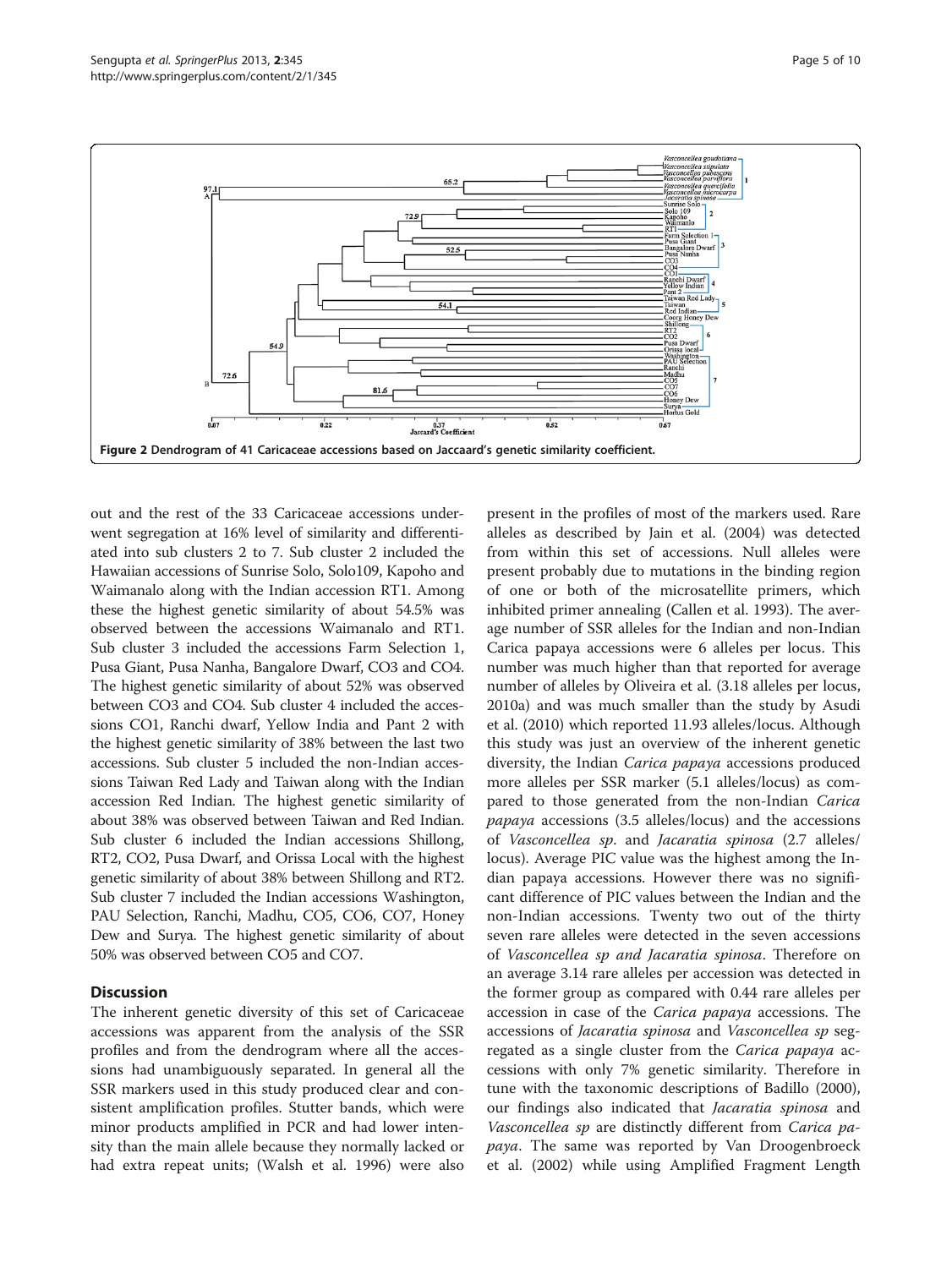Figure 2 Dendrogram of 41 Caricaceae accessions based on Jaccaard's genetic similarity coefficient.

out and the rest of the 33 Caricaceae accessions underwent segregation at 16% level of similarity and differentiated into sub clusters 2 to 7. Sub cluster 2 included the Hawaiian accessions of Sunrise Solo, Solo109, Kapoho and Waimanalo along with the Indian accession RT1. Among these the highest genetic similarity of about 54.5% was observed between the accessions Waimanalo and RT1. Sub cluster 3 included the accessions Farm Selection 1, Pusa Giant, Pusa Nanha, Bangalore Dwarf, CO3 and CO4. The highest genetic similarity of about 52% was observed between CO3 and CO4. Sub cluster 4 included the accessions CO1, Ranchi dwarf, Yellow India and Pant 2 with the highest genetic similarity of 38% between the last two accessions. Sub cluster 5 included the non-Indian accessions Taiwan Red Lady and Taiwan along with the Indian accession Red Indian. The highest genetic similarity of about 38% was observed between Taiwan and Red Indian. Sub cluster 6 included the Indian accessions Shillong, RT2, CO2, Pusa Dwarf, and Orissa Local with the highest genetic similarity of about 38% between Shillong and RT2. Sub cluster 7 included the Indian accessions Washington, PAU Selection, Ranchi, Madhu, CO5, CO6, CO7, Honey Dew and Surya. The highest genetic similarity of about 50% was observed between CO5 and CO7.

## Discussion

The inherent genetic diversity of this set of Caricaceae accessions was apparent from the analysis of the SSR profiles and from the dendrogram where all the accessions had unambiguously separated. In general all the SSR markers used in this study produced clear and consistent amplification profiles. Stutter bands, which were minor products amplified in PCR and had lower intensity than the main allele because they normally lacked or had extra repeat units; (Walsh et al. 1996) were also present in the profiles of most of the markers used. Rare alleles as described by Jain et al. (2004) was detected from within this set of accessions. Null alleles were present probably due to mutations in the binding region of one or both of the microsatellite primers, which inhibited primer annealing (Callen et al. 1993). The average number of SSR alleles for the Indian and non-Indian Carica papaya accessions were 6 alleles per locus. This number was much higher than that reported for average number of alleles by Oliveira et al. (3.18 alleles per locus, 2010a) and was much smaller than the study by Asudi et al. (2010) which reported 11.93 alleles/locus. Although this study was just an overview of the inherent genetic diversity, the Indian *Carica papaya* accessions produced more alleles per SSR marker (5.1 alleles/locus) as compared to those generated from the non-Indian *Carica papaya* accessions (3.5 alleles/locus) and the accessions of *Vasconcellea sp*. and *Jacaratia spinosa* (2.7 alleles/locus). Average PIC value was the highest among the Indian papaya accessions. However there was no significant difference of PIC values between the Indian and the non-Indian accessions. Twenty two out of the thirty seven rare alleles were detected in the seven accessions of *Vasconcellea sp and Jacaratia spinosa*. Therefore on an average 3.14 rare alleles per accession was detected in the former group as compared with 0.44 rare alleles per accession in case of the *Carica papaya* accessions. The accessions of *Jacaratia spinosa* and *Vasconcellea sp* segregated as a single cluster from the *Carica papaya* accessions with only 7% genetic similarity. Therefore in tune with the taxonomic descriptions of Badillo (2000), our findings also indicated that *Jacaratia spinosa* and *Vasconcellea sp* are distinctly different from *Carica papaya*. The same was reported by Van Droogenbroeck et al. (2002) while using Amplified Fragment Length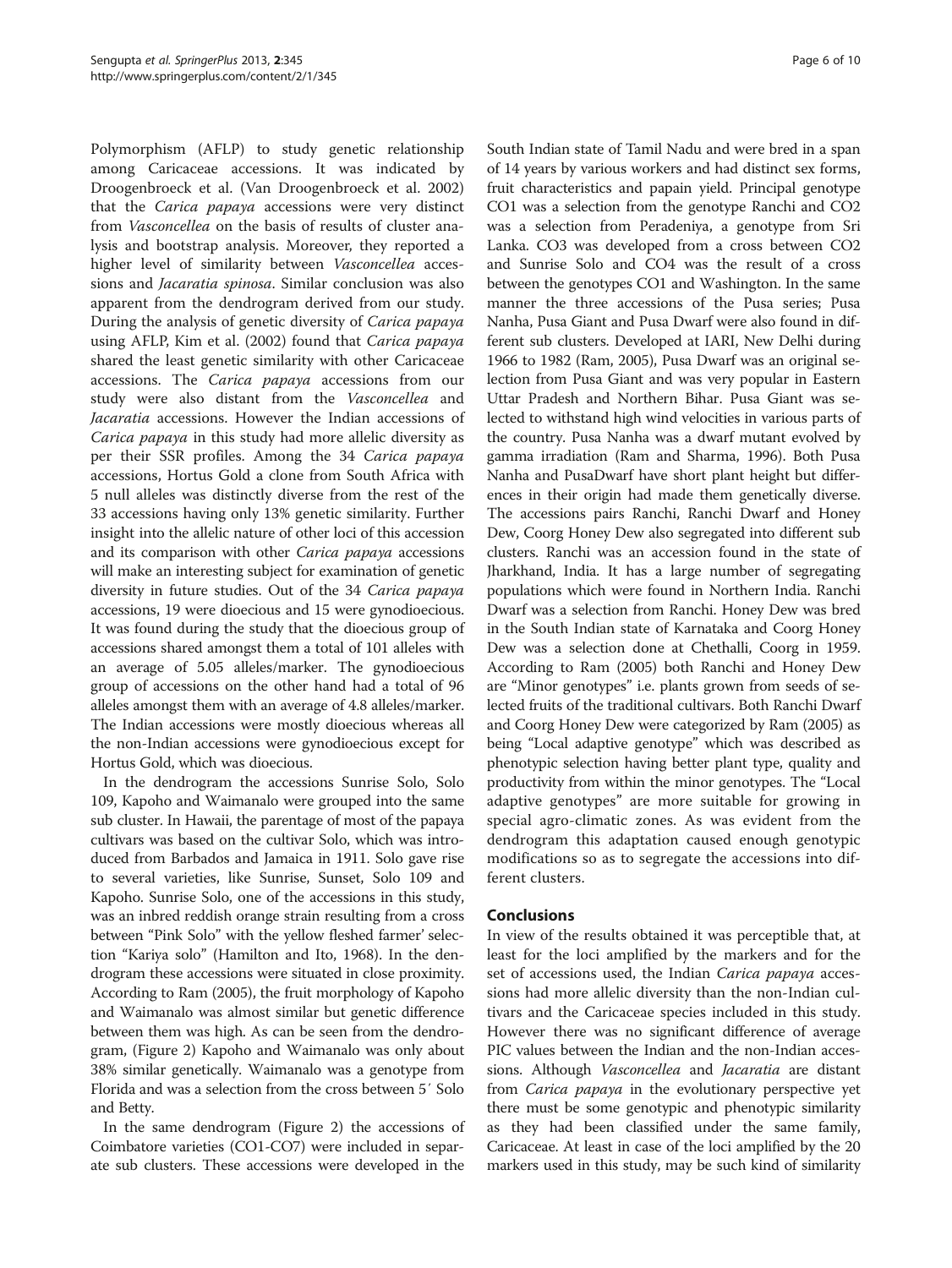Polymorphism (AFLP) to study genetic relationship among Caricaceae accessions. It was indicated by Droogenbroeck et al. (Van Droogenbroeck et al. 2002) that the *Carica papaya* accessions were very distinct from *Vasconcellea* on the basis of results of cluster analysis and bootstrap analysis. Moreover, they reported a higher level of similarity between *Vasconcellea* accessions and *Jacaratia spinosa*. Similar conclusion was also apparent from the dendrogram derived from our study. During the analysis of genetic diversity of *Carica papaya* using AFLP, Kim et al. (2002) found that *Carica papaya* shared the least genetic similarity with other Caricaceae accessions. The *Carica papaya* accessions from our study were also distant from the *Vasconcellea* and *Jacaratia* accessions. However the Indian accessions of *Carica papaya* in this study had more allelic diversity as per their SSR profiles. Among the 34 *Carica papaya* accessions, Hortus Gold a clone from South Africa with 5 null alleles was distinctly diverse from the rest of the 33 accessions having only 13% genetic similarity. Further insight into the allelic nature of other loci of this accession and its comparison with other *Carica papaya* accessions will make an interesting subject for examination of genetic diversity in future studies. Out of the 34 *Carica papaya* accessions, 19 were dioecious and 15 were gynodioecious. It was found during the study that the dioecious group of accessions shared amongst them a total of 101 alleles with an average of 5.05 alleles/marker. The gynodioecious group of accessions on the other hand had a total of 96 alleles amongst them with an average of 4.8 alleles/marker. The Indian accessions were mostly dioecious whereas all the non-Indian accessions were gynodioecious except for Hortus Gold, which was dioecious.

In the dendrogram the accessions Sunrise Solo, Solo 109, Kapoho and Waimanalo were grouped into the same sub cluster. In Hawaii, the parentage of most of the papaya cultivars was based on the cultivar Solo, which was introduced from Barbados and Jamaica in 1911. Solo gave rise to several varieties, like Sunrise, Sunset, Solo 109 and Kapoho. Sunrise Solo, one of the accessions in this study, was an inbred reddish orange strain resulting from a cross between "Pink Solo" with the yellow fleshed farmer' selection "Kariya solo" (Hamilton and Ito, 1968). In the dendrogram these accessions were situated in close proximity. According to Ram (2005), the fruit morphology of Kapoho and Waimanalo was almost similar but genetic difference between them was high. As can be seen from the dendrogram, (Figure 2) Kapoho and Waimanalo was only about 38% similar genetically. Waimanalo was a genotype from Florida and was a selection from the cross between 5′ Solo and Betty.

In the same dendrogram (Figure 2) the accessions of Coimbatore varieties (CO1-CO7) were included in separate sub clusters. These accessions were developed in the South Indian state of Tamil Nadu and were bred in a span of 14 years by various workers and had distinct sex forms, fruit characteristics and papain yield. Principal genotype CO1 was a selection from the genotype Ranchi and CO2 was a selection from Peradeniya, a genotype from Sri Lanka. CO3 was developed from a cross between CO2 and Sunrise Solo and CO4 was the result of a cross between the genotypes CO1 and Washington. In the same manner the three accessions of the Pusa series; Pusa Nanha, Pusa Giant and Pusa Dwarf were also found in different sub clusters. Developed at IARI, New Delhi during 1966 to 1982 (Ram, 2005), Pusa Dwarf was an original selection from Pusa Giant and was very popular in Eastern Uttar Pradesh and Northern Bihar. Pusa Giant was selected to withstand high wind velocities in various parts of the country. Pusa Nanha was a dwarf mutant evolved by gamma irradiation (Ram and Sharma, 1996). Both Pusa Nanha and PusaDwarf have short plant height but differences in their origin had made them genetically diverse. The accessions pairs Ranchi, Ranchi Dwarf and Honey Dew, Coorg Honey Dew also segregated into different sub clusters. Ranchi was an accession found in the state of Jharkhand, India. It has a large number of segregating populations which were found in Northern India. Ranchi Dwarf was a selection from Ranchi. Honey Dew was bred in the South Indian state of Karnataka and Coorg Honey Dew was a selection done at Chethalli, Coorg in 1959. According to Ram (2005) both Ranchi and Honey Dew are "Minor genotypes" i.e. plants grown from seeds of selected fruits of the traditional cultivars. Both Ranchi Dwarf and Coorg Honey Dew were categorized by Ram (2005) as being "Local adaptive genotype" which was described as phenotypic selection having better plant type, quality and productivity from within the minor genotypes. The "Local adaptive genotypes" are more suitable for growing in special agro-climatic zones. As was evident from the dendrogram this adaptation caused enough genotypic modifications so as to segregate the accessions into different clusters.

## Conclusions

In view of the results obtained it was perceptible that, at least for the loci amplified by the markers and for the set of accessions used, the Indian *Carica papaya* accessions had more allelic diversity than the non-Indian cultivars and the Caricaceae species included in this study. However there was no significant difference of average PIC values between the Indian and the non-Indian accessions. Although *Vasconcellea* and *Jacaratia* are distant from *Carica papaya* in the evolutionary perspective yet there must be some genotypic and phenotypic similarity as they had been classified under the same family, Caricaceae. At least in case of the loci amplified by the 20 markers used in this study, may be such kind of similarity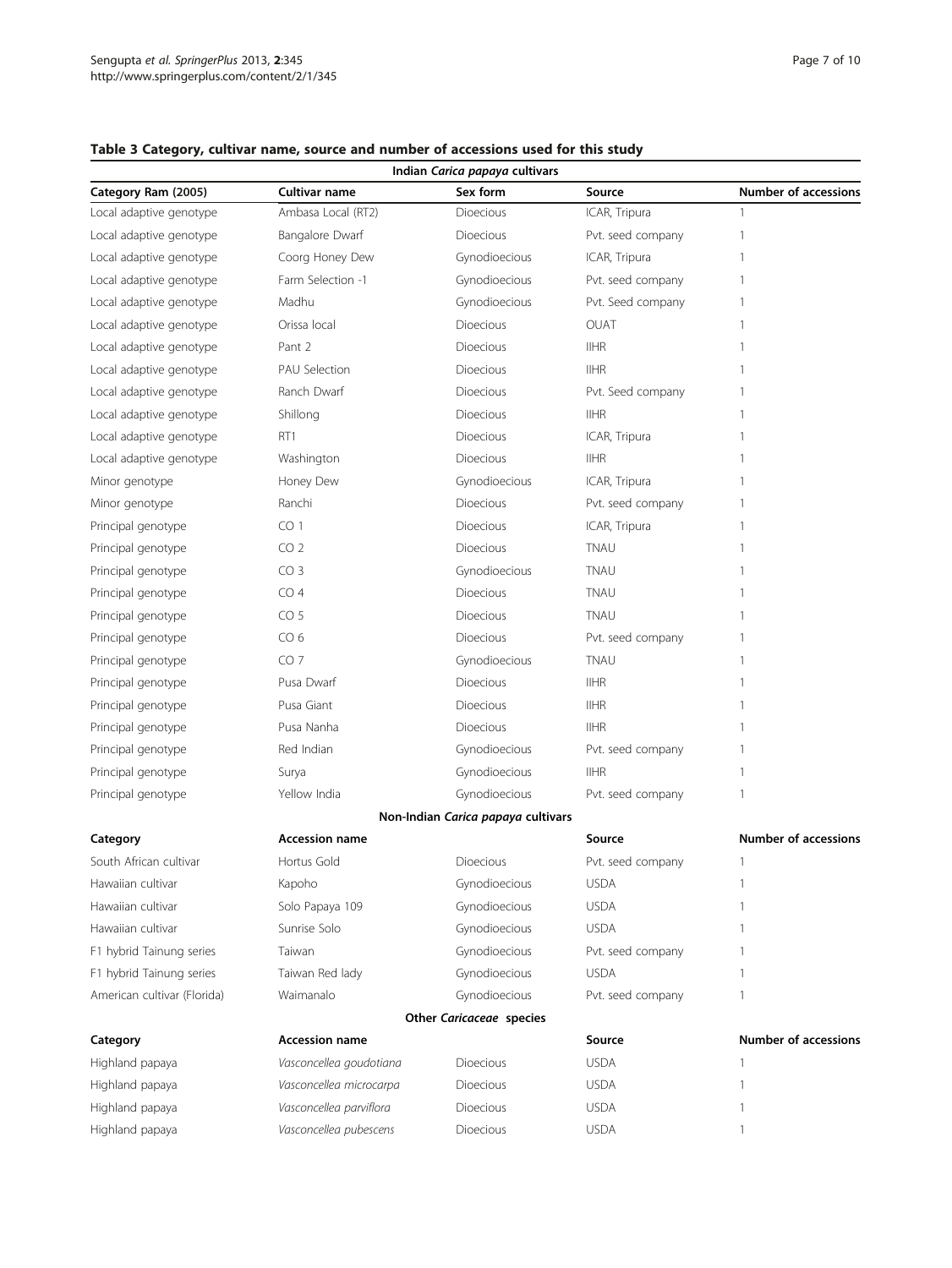**Table 3 Category, cultivar name, source and number of accessions used for this study**

| Indian *Carica papaya* cultivars | | | | |
|---|---|---|---|---|
| **Category Ram (2005)** | **Cultivar name** | **Sex form** | **Source** | **Number of accessions** |
| Local adaptive genotype | Ambasa Local (RT2) | Dioecious | ICAR, Tripura | 1 |
| Local adaptive genotype | Bangalore Dwarf | Dioecious | Pvt. seed company | 1 |
| Local adaptive genotype | Coorg Honey Dew | Gynodioecious | ICAR, Tripura | 1 |
| Local adaptive genotype | Farm Selection -1 | Gynodioecious | Pvt. seed company | 1 |
| Local adaptive genotype | Madhu | Gynodioecious | Pvt. Seed company | 1 |
| Local adaptive genotype | Orissa local | Dioecious | OUAT | 1 |
| Local adaptive genotype | Pant 2 | Dioecious | IIHR | 1 |
| Local adaptive genotype | PAU Selection | Dioecious | IIHR | 1 |
| Local adaptive genotype | Ranch Dwarf | Dioecious | Pvt. Seed company | 1 |
| Local adaptive genotype | Shillong | Dioecious | IIHR | 1 |
| Local adaptive genotype | RT1 | Dioecious | ICAR, Tripura | 1 |
| Local adaptive genotype | Washington | Dioecious | IIHR | 1 |
| Minor genotype | Honey Dew | Gynodioecious | ICAR, Tripura | 1 |
| Minor genotype | Ranchi | Dioecious | Pvt. seed company | 1 |
| Principal genotype | CO 1 | Dioecious | ICAR, Tripura | 1 |
| Principal genotype | CO 2 | Dioecious | TNAU | 1 |
| Principal genotype | CO 3 | Gynodioecious | TNAU | 1 |
| Principal genotype | CO 4 | Dioecious | TNAU | 1 |
| Principal genotype | CO 5 | Dioecious | TNAU | 1 |
| Principal genotype | CO 6 | Dioecious | Pvt. seed company | 1 |
| Principal genotype | CO 7 | Gynodioecious | TNAU | 1 |
| Principal genotype | Pusa Dwarf | Dioecious | IIHR | 1 |
| Principal genotype | Pusa Giant | Dioecious | IIHR | 1 |
| Principal genotype | Pusa Nanha | Dioecious | IIHR | 1 |
| Principal genotype | Red Indian | Gynodioecious | Pvt. seed company | 1 |
| Principal genotype | Surya | Gynodioecious | IIHR | 1 |
| Principal genotype | Yellow India | Gynodioecious | Pvt. seed company | 1 |
| Non-Indian *Carica papaya* cultivars | | | | |
| **Category** | **Accession name** | | **Source** | **Number of accessions** |
| South African cultivar | Hortus Gold | Dioecious | Pvt. seed company | 1 |
| Hawaiian cultivar | Kapoho | Gynodioecious | USDA | 1 |
| Hawaiian cultivar | Solo Papaya 109 | Gynodioecious | USDA | 1 |
| Hawaiian cultivar | Sunrise Solo | Gynodioecious | USDA | 1 |
| F1 hybrid Tainung series | Taiwan | Gynodioecious | Pvt. seed company | 1 |
| F1 hybrid Tainung series | Taiwan Red lady | Gynodioecious | USDA | 1 |
| American cultivar (Florida) | Waimanalo | Gynodioecious | Pvt. seed company | 1 |
| Other *Caricaceae* species | | | | |
| **Category** | **Accession name** | | **Source** | **Number of accessions** |
| Highland papaya | *Vasconcellea goudotiana* | Dioecious | USDA | 1 |
| Highland papaya | *Vasconcellea microcarpa* | Dioecious | USDA | 1 |
| Highland papaya | *Vasconcellea parviflora* | Dioecious | USDA | 1 |
| Highland papaya | *Vasconcellea pubescens* | Dioecious | USDA | 1 |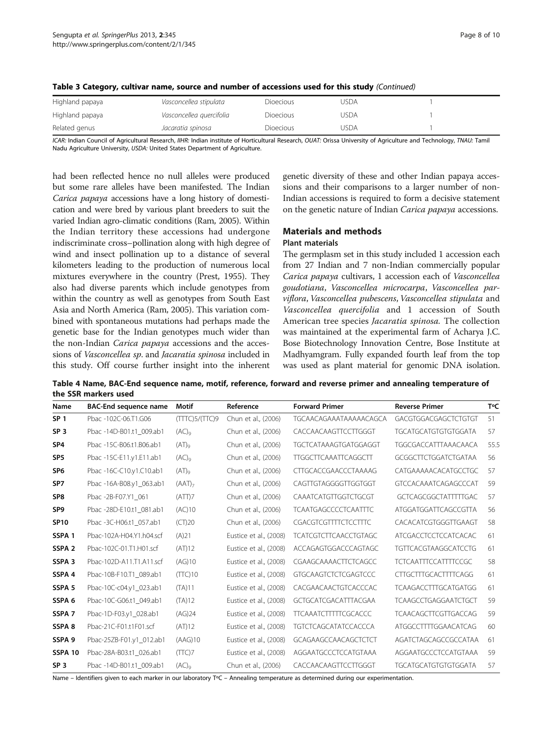**Table 3 Category, cultivar name, source and number of accessions used for this study** *(Continued)*

| | | | | |
|---|---|---|---|---|
| Highland papaya | *Vasconcellea stipulata* | Dioecious | USDA | 1 |
| Highland papaya | *Vasconcellea quercifolia* | Dioecious | USDA | 1 |
| Related genus | *Jacaratia spinosa* | Dioecious | USDA | 1 |

*ICAR:* Indian Council of Agricultural Research, *IIHR:* Indian institute of Horticultural Research, *OUAT:* Orissa University of Agriculture and Technology, *TNAU:* Tamil Nadu Agriculture University, *USDA:* United States Department of Agriculture.

had been reflected hence no null alleles were produced but some rare alleles have been manifested. The Indian *Carica papaya* accessions have a long history of domestication and were bred by various plant breeders to suit the varied Indian agro-climatic conditions (Ram, 2005). Within the Indian territory these accessions had undergone indiscriminate cross–pollination along with high degree of wind and insect pollination up to a distance of several kilometers leading to the production of numerous local mixtures everywhere in the country (Prest, 1955). They also had diverse parents which include genotypes from within the country as well as genotypes from South East Asia and North America (Ram, 2005). This variation combined with spontaneous mutations had perhaps made the genetic base for the Indian genotypes much wider than the non-Indian *Carica papaya* accessions and the accessions of *Vasconcellea sp*. and *Jacaratia spinosa* included in this study. Off course further insight into the inherent genetic diversity of these and other Indian papaya accessions and their comparisons to a larger number of non-Indian accessions is required to form a decisive statement on the genetic nature of Indian *Carica papaya* accessions.

## Materials and methods

### Plant materials

The germplasm set in this study included 1 accession each from 27 Indian and 7 non-Indian commercially popular *Carica papaya* cultivars, 1 accession each of *Vasconcellea goudotiana*, *Vasconcellea microcarpa*, *Vasconcellea parviflora*, *Vasconcellea pubescens*, *Vasconcellea stipulata* and *Vasconcellea quercifolia* and 1 accession of South American tree species *Jacaratia spinosa.* The collection was maintained at the experimental farm of Acharya J.C. Bose Biotechnology Innovation Centre, Bose Institute at Madhyamgram. Fully expanded fourth leaf from the top was used as plant material for genomic DNA isolation.

**Table 4 Name, BAC-End sequence name, motif, reference, forward and reverse primer and annealing temperature of the SSR markers used**

| Name | BAC-End sequence name | Motif | Reference | Forward Primer | Reverse Primer | T°C |
|---|---|---|---|---|---|---|
| SP 1 | Pbac -102C-06.T1.G06 | (TTTC)5/(TTC)9 | Chun et al., (2006) | TGCAACAGAAATAAAAACAGCA | GACGTGGACGAGCTCTGTGT | 51 |
| SP 3 | Pbac -14D-B01.t1_009.ab1 | $(AC)_9$ | Chun et al., (2006) | CACCAACAAGTTCCTTGGGT | TGCATGCATGTGTGTGGATA | 57 |
| SP4 | Pbac -15C-B06.t1.B06.ab1 | $(AT)_9$ | Chun et al., (2006) | TGCTCATAAAGTGATGGAGGT | TGGCGACCATTTAAACAACA | 55.5 |
| SP5 | Pbac -15C-E11.y1.E11.ab1 | $(AC)_9$ | Chun et al., (2006) | TTGGCTTCAAATTCAGGCTT | GCGGCTTCTGGATCTGATAA | 56 |
| SP6 | Pbac -16C-C10.y1.C10.ab1 | $(AT)_9$ | Chun et al., (2006) | CTTGCACCGAACCCTAAAAG | CATGAAAAACACATGCCTGC | 57 |
| SP7 | Pbac -16A-B08.y1_063.ab1 | $(AAT)_7$ | Chun et al., (2006) | CAGTTGTAGGGGTTGGTGGT | GTCCACAAATCAGAGCCCAT | 59 |
| SP8 | Pbac -2B-F07.Y1_061 | (ATT)7 | Chun et al., (2006) | CAAATCATGTTGGTCTGCGT | GCTCAGCGGCTATTTTTGAC | 57 |
| SP9 | Pbac -28D-E10.t1_081.ab1 | (AC)10 | Chun et al., (2006) | TCAATGAGCCCCTCAATTTC | ATGGATGGATTCAGCCGTTA | 56 |
| SP10 | Pbac -3C-H06.t1_057.ab1 | (CT)20 | Chun et al., (2006) | CGACGTCGTTTTCTCCTTTC | CACACATCGTGGGTTGAAGT | 58 |
| SSPA 1 | Pbac-102A-H04.Y1.h04.scf | (A)21 | Eustice et al., (2008) | TCATCGTCTTCAACCTGTAGC | ATCGACCTCCTCCATCACAC | 61 |
| SSPA 2 | Pbac-102C-01.T1.H01.scf | (AT)12 | Eustice et al., (2008) | ACCAGAGTGGACCCAGTAGC | TGTTCACGTAAGGCATCCTG | 61 |
| SSPA 3 | Pbac-102D-A11.T1.A11.scf | (AG)10 | Eustice et al., (2008) | CGAAGCAAAACTTCTCAGCC | TCTCAATTTCCATTTTCCGC | 58 |
| SSPA 4 | Pbac-10B-F10.T1_089.ab1 | (TTC)10 | Eustice et al., (2008) | GTGCAAGTCTCTCGAGTCCC | CTTGCTTTGCACTTTTCAGG | 61 |
| SSPA 5 | Pbac-10C-c04.y1_023.ab1 | (TA)11 | Eustice et al., (2008) | CACGAACAACTGTCACCCAC | TCAAGACCTTTGCATGATGG | 61 |
| SSPA 6 | Pbac-10C-G06.t1_049.ab1 | (TA)12 | Eustice et al., (2008) | GCTGCATCGACATTTACGAA | TCAAGCCTGAGGAATCTGCT | 59 |
| SSPA 7 | Pbac-1D-F03.y1_028.ab1 | (AG)24 | Eustice et al., (2008) | TTCAAATCTTTTTCGCACCC | TCAACAGCTTCGTTGACCAG | 59 |
| SSPA 8 | Pbac-21C-F01.t1F01.scf | (AT)12 | Eustice et al., (2008) | TGTCTCAGCATATCCACCCA | ATGGCCTTTTGGAACATCAG | 60 |
| SSPA 9 | Pbac-25ZB-F01.y1_012.ab1 | (AAG)10 | Eustice et al., (2008) | GCAGAAGCCAACAGCTCTCT | AGATCTAGCAGCCGCCATAA | 61 |
| SSPA 10 | Pbac-28A-B03.t1_026.ab1 | (TTC)7 | Eustice et al., (2008) | AGGAATGCCCTCCATGTAAA | AGGAATGCCCTCCATGTAAA | 59 |
| SP 3 | Pbac -14D-B01.t1_009.ab1 | $(AC)_9$ | Chun et al., (2006) | CACCAACAAGTTCCTTGGGT | TGCATGCATGTGTGTGGATA | 57 |

Name – Identifiers given to each marker in our laboratory T°C – Annealing temperature as determined during our experimentation.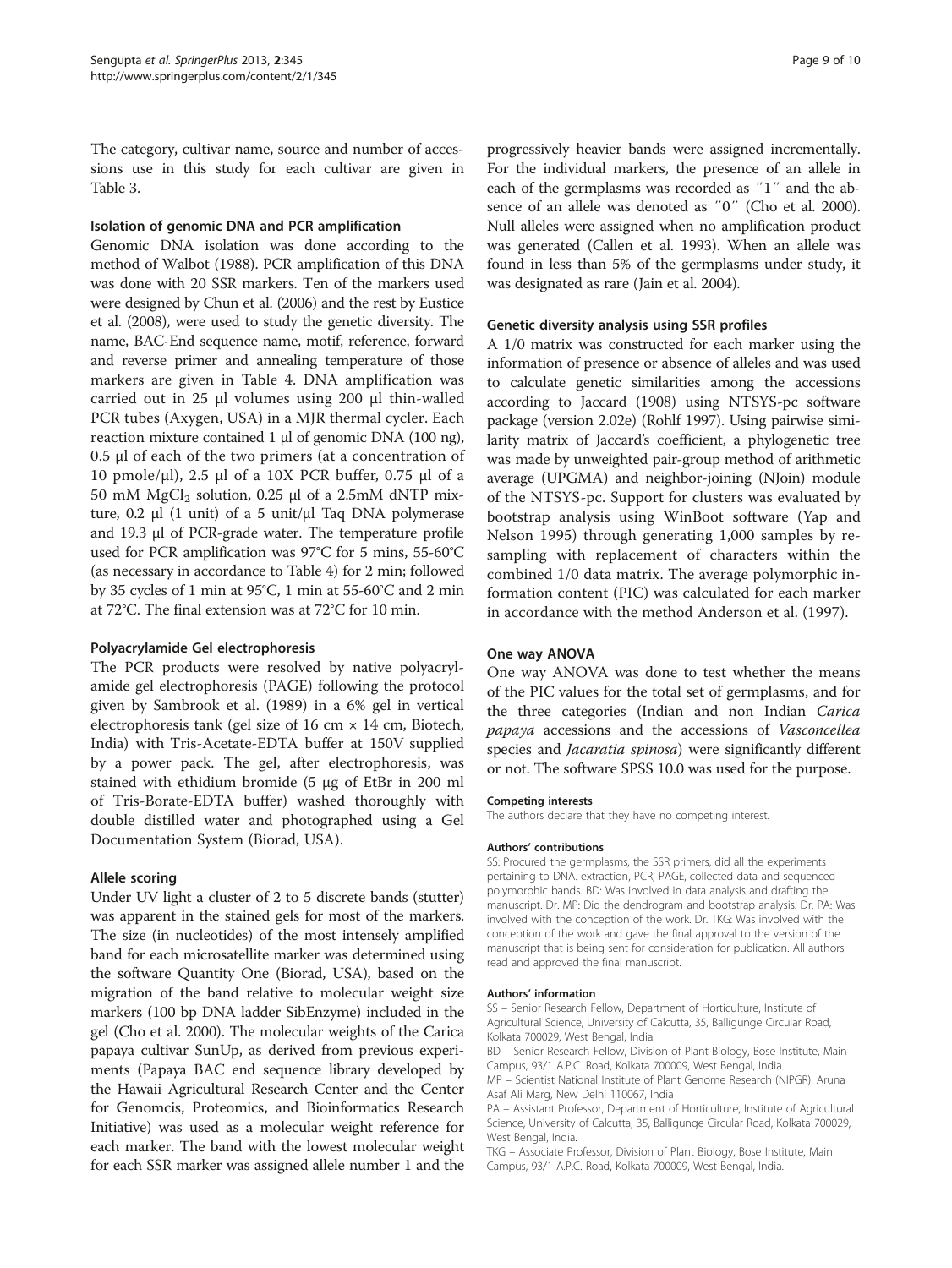The category, cultivar name, source and number of accessions use in this study for each cultivar are given in Table 3.

#### Isolation of genomic DNA and PCR amplification

Genomic DNA isolation was done according to the method of Walbot (1988). PCR amplification of this DNA was done with 20 SSR markers. Ten of the markers used were designed by Chun et al. (2006) and the rest by Eustice et al. (2008), were used to study the genetic diversity. The name, BAC-End sequence name, motif, reference, forward and reverse primer and annealing temperature of those markers are given in Table 4. DNA amplification was carried out in 25 μl volumes using 200 μl thin-walled PCR tubes (Axygen, USA) in a MJR thermal cycler. Each reaction mixture contained 1 μl of genomic DNA (100 ng), 0.5 μl of each of the two primers (at a concentration of 10 pmole/μl), 2.5 μl of a 10X PCR buffer, 0.75 μl of a 50 mM $MgCl_2$ solution, 0.25 μl of a 2.5mM dNTP mixture, 0.2 μl (1 unit) of a 5 unit/μl Taq DNA polymerase and 19.3 μl of PCR-grade water. The temperature profile used for PCR amplification was 97°C for 5 mins, 55-60°C (as necessary in accordance to Table 4) for 2 min; followed by 35 cycles of 1 min at 95°C, 1 min at 55-60°C and 2 min at 72°C. The final extension was at 72°C for 10 min.

#### Polyacrylamide Gel electrophoresis

The PCR products were resolved by native polyacrylamide gel electrophoresis (PAGE) following the protocol given by Sambrook et al. (1989) in a 6% gel in vertical electrophoresis tank (gel size of 16 cm × 14 cm, Biotech, India) with Tris-Acetate-EDTA buffer at 150V supplied by a power pack. The gel, after electrophoresis, was stained with ethidium bromide (5 μg of EtBr in 200 ml of Tris-Borate-EDTA buffer) washed thoroughly with double distilled water and photographed using a Gel Documentation System (Biorad, USA).

#### Allele scoring

Under UV light a cluster of 2 to 5 discrete bands (stutter) was apparent in the stained gels for most of the markers. The size (in nucleotides) of the most intensely amplified band for each microsatellite marker was determined using the software Quantity One (Biorad, USA), based on the migration of the band relative to molecular weight size markers (100 bp DNA ladder SibEnzyme) included in the gel (Cho et al. 2000). The molecular weights of the Carica papaya cultivar SunUp, as derived from previous experiments (Papaya BAC end sequence library developed by the Hawaii Agricultural Research Center and the Center for Genomcis, Proteomics, and Bioinformatics Research Initiative) was used as a molecular weight reference for each marker. The band with the lowest molecular weight for each SSR marker was assigned allele number 1 and the progressively heavier bands were assigned incrementally. For the individual markers, the presence of an allele in each of the germplasms was recorded as ″1″ and the absence of an allele was denoted as ″0″ (Cho et al. 2000). Null alleles were assigned when no amplification product was generated (Callen et al. 1993). When an allele was found in less than 5% of the germplasms under study, it was designated as rare (Jain et al. 2004).

#### Genetic diversity analysis using SSR profiles

A 1/0 matrix was constructed for each marker using the information of presence or absence of alleles and was used to calculate genetic similarities among the accessions according to Jaccard (1908) using NTSYS-pc software package (version 2.02e) (Rohlf 1997). Using pairwise similarity matrix of Jaccard's coefficient, a phylogenetic tree was made by unweighted pair-group method of arithmetic average (UPGMA) and neighbor-joining (NJoin) module of the NTSYS-pc. Support for clusters was evaluated by bootstrap analysis using WinBoot software (Yap and Nelson 1995) through generating 1,000 samples by resampling with replacement of characters within the combined 1/0 data matrix. The average polymorphic information content (PIC) was calculated for each marker in accordance with the method Anderson et al. (1997).

#### One way ANOVA

One way ANOVA was done to test whether the means of the PIC values for the total set of germplasms, and for the three categories (Indian and non Indian *Carica papaya* accessions and the accessions of *Vasconcellea* species and *Jacaratia spinosa*) were significantly different or not. The software SPSS 10.0 was used for the purpose.

##### Competing interests

The authors declare that they have no competing interest.

##### Authors' contributions

SS: Procured the germplasms, the SSR primers, did all the experiments pertaining to DNA. extraction, PCR, PAGE, collected data and sequenced polymorphic bands. BD: Was involved in data analysis and drafting the manuscript. Dr. MP: Did the dendrogram and bootstrap analysis. Dr. PA: Was involved with the conception of the work. Dr. TKG: Was involved with the conception of the work and gave the final approval to the version of the manuscript that is being sent for consideration for publication. All authors read and approved the final manuscript.

##### Authors' information

SS – Senior Research Fellow, Department of Horticulture, Institute of Agricultural Science, University of Calcutta, 35, Balligunge Circular Road, Kolkata 700029, West Bengal, India.
BD – Senior Research Fellow, Division of Plant Biology, Bose Institute, Main Campus, 93/1 A.P.C. Road, Kolkata 700009, West Bengal, India.
MP – Scientist National Institute of Plant Genome Research (NIPGR), Aruna Asaf Ali Marg, New Delhi 110067, India
PA – Assistant Professor, Department of Horticulture, Institute of Agricultural Science, University of Calcutta, 35, Balligunge Circular Road, Kolkata 700029, West Bengal, India.
TKG – Associate Professor, Division of Plant Biology, Bose Institute, Main Campus, 93/1 A.P.C. Road, Kolkata 700009, West Bengal, India.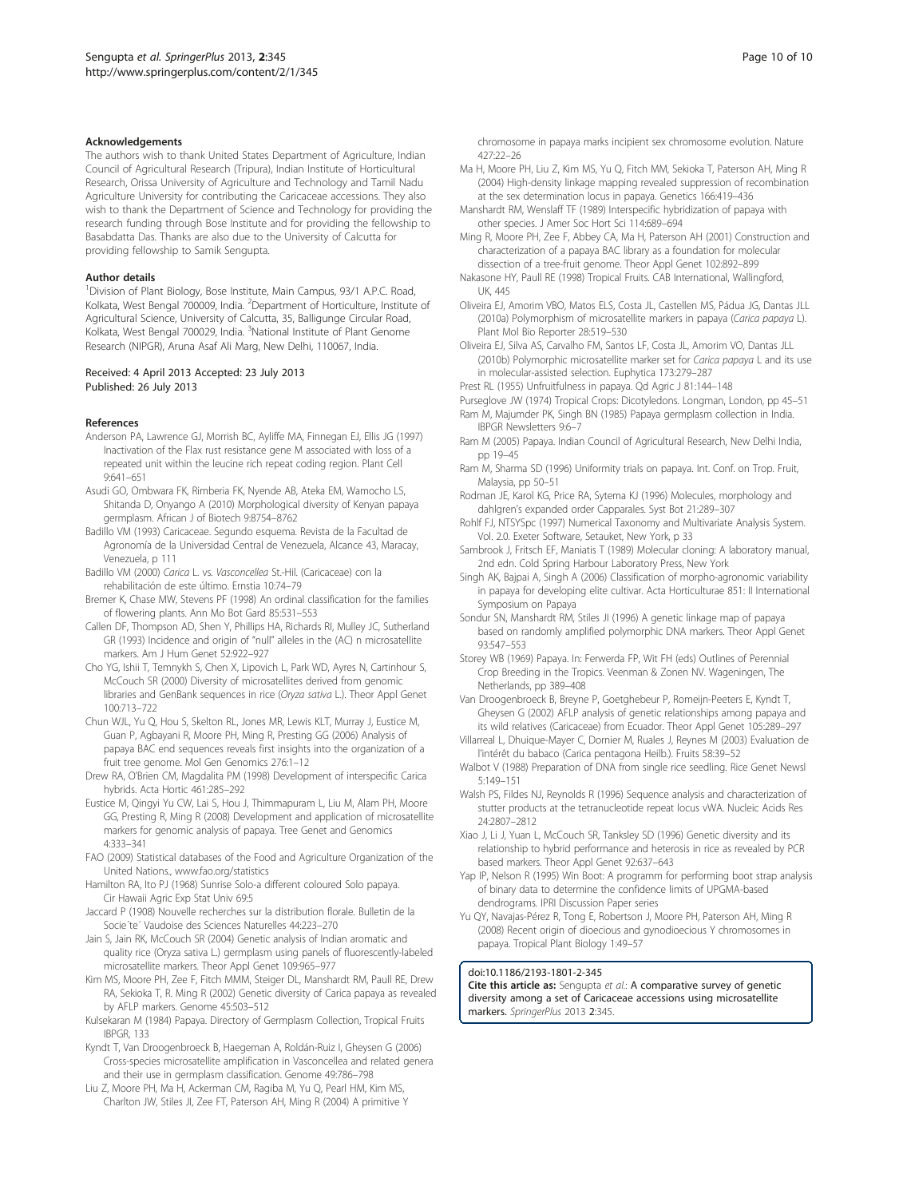### Acknowledgements

The authors wish to thank United States Department of Agriculture, Indian Council of Agricultural Research (Tripura), Indian Institute of Horticultural Research, Orissa University of Agriculture and Technology and Tamil Nadu Agriculture University for contributing the Caricaceae accessions. They also wish to thank the Department of Science and Technology for providing the research funding through Bose Institute and for providing the fellowship to Basabdatta Das. Thanks are also due to the University of Calcutta for providing fellowship to Samik Sengupta.

### Author details

[1]Division of Plant Biology, Bose Institute, Main Campus, 93/1 A.P.C. Road, Kolkata, West Bengal 700009, India. [2]Department of Horticulture, Institute of Agricultural Science, University of Calcutta, 35, Balligunge Circular Road, Kolkata, West Bengal 700029, India. [3]National Institute of Plant Genome Research (NIPGR), Aruna Asaf Ali Marg, New Delhi, 110067, India.

Received: 4 April 2013 Accepted: 23 July 2013
Published: 26 July 2013

### References

Anderson PA, Lawrence GJ, Morrish BC, Ayliffe MA, Finnegan EJ, Ellis JG (1997) Inactivation of the Flax rust resistance gene M associated with loss of a repeated unit within the leucine rich repeat coding region. Plant Cell 9:641–651

Asudi GO, Ombwara FK, Rimberia FK, Nyende AB, Ateka EM, Wamocho LS, Shitanda D, Onyango A (2010) Morphological diversity of Kenyan papaya germplasm. African J of Biotech 9:8754–8762

Badillo VM (1993) Caricaceae. Segundo esquema. Revista de la Facultad de Agronomía de la Universidad Central de Venezuela, Alcance 43, Maracay, Venezuela, p 111

Badillo VM (2000) *Carica* L. vs. *Vasconcellea* St.-Hil. (Caricaceae) con la rehabilitación de este último. Ernstia 10:74–79

Bremer K, Chase MW, Stevens PF (1998) An ordinal classification for the families of flowering plants. Ann Mo Bot Gard 85:531–553

Callen DF, Thompson AD, Shen Y, Phillips HA, Richards RI, Mulley JC, Sutherland GR (1993) Incidence and origin of "null" alleles in the (AC) n microsatellite markers. Am J Hum Genet 52:922–927

Cho YG, Ishii T, Temnykh S, Chen X, Lipovich L, Park WD, Ayres N, Cartinhour S, McCouch SR (2000) Diversity of microsatellites derived from genomic libraries and GenBank sequences in rice (*Oryza sativa* L.). Theor Appl Genet 100:713–722

Chun WJL, Yu Q, Hou S, Skelton RL, Jones MR, Lewis KLT, Murray J, Eustice M, Guan P, Agbayani R, Moore PH, Ming R, Presting GG (2006) Analysis of papaya BAC end sequences reveals first insights into the organization of a fruit tree genome. Mol Gen Genomics 276:1–12

Drew RA, O'Brien CM, Magdalita PM (1998) Development of interspecific Carica hybrids. Acta Hortic 461:285–292

Eustice M, Qingyi Yu CW, Lai S, Hou J, Thimmapuram L, Liu M, Alam PH, Moore GG, Presting R, Ming R (2008) Development and application of microsatellite markers for genomic analysis of papaya. Tree Genet and Genomics 4:333–341

FAO (2009) Statistical databases of the Food and Agriculture Organization of the United Nations., www.fao.org/statistics

Hamilton RA, Ito PJ (1968) Sunrise Solo-a different coloured Solo papaya. Cir Hawaii Agric Exp Stat Univ 69:5

Jaccard P (1908) Nouvelle recherches sur la distribution florale. Bulletin de la Socie´te´ Vaudoise des Sciences Naturelles 44:223–270

Jain S, Jain RK, McCouch SR (2004) Genetic analysis of Indian aromatic and quality rice (Oryza sativa L.) germplasm using panels of fluorescently-labeled microsatellite markers. Theor Appl Genet 109:965–977

Kim MS, Moore PH, Zee F, Fitch MMM, Steiger DL, Manshardt RM, Paull RE, Drew RA, Sekioka T, R. Ming R (2002) Genetic diversity of Carica papaya as revealed by AFLP markers. Genome 45:503–512

Kulsekaran M (1984) Papaya. Directory of Germplasm Collection, Tropical Fruits IBPGR, 133

Kyndt T, Van Droogenbroeck B, Haegeman A, Roldán-Ruiz I, Gheysen G (2006) Cross-species microsatellite amplification in Vasconcellea and related genera and their use in germplasm classification. Genome 49:786–798

Liu Z, Moore PH, Ma H, Ackerman CM, Ragiba M, Yu Q, Pearl HM, Kim MS, Charlton JW, Stiles JI, Zee FT, Paterson AH, Ming R (2004) A primitive Y chromosome in papaya marks incipient sex chromosome evolution. Nature 427:22–26

Ma H, Moore PH, Liu Z, Kim MS, Yu Q, Fitch MM, Sekioka T, Paterson AH, Ming R (2004) High-density linkage mapping revealed suppression of recombination at the sex determination locus in papaya. Genetics 166:419–436

Manshardt RM, Wenslaff TF (1989) Interspecific hybridization of papaya with other species. J Amer Soc Hort Sci 114:689–694

Ming R, Moore PH, Zee F, Abbey CA, Ma H, Paterson AH (2001) Construction and characterization of a papaya BAC library as a foundation for molecular dissection of a tree-fruit genome. Theor Appl Genet 102:892–899

Nakasone HY, Paull RE (1998) Tropical Fruits. CAB International, Wallingford, UK, 445

Oliveira EJ, Amorim VBO, Matos ELS, Costa JL, Castellen MS, Pádua JG, Dantas JLL (2010a) Polymorphism of microsatellite markers in papaya (*Carica papaya* L). Plant Mol Bio Reporter 28:519–530

Oliveira EJ, Silva AS, Carvalho FM, Santos LF, Costa JL, Amorim VO, Dantas JLL (2010b) Polymorphic microsatellite marker set for *Carica papaya* L and its use in molecular-assisted selection. Euphytica 173:279–287

Prest RL (1955) Unfruitfulness in papaya. Qd Agric J 81:144–148

Purseglove JW (1974) Tropical Crops: Dicotyledons. Longman, London, pp 45–51

Ram M, Majumder PK, Singh BN (1985) Papaya germplasm collection in India. IBPGR Newsletters 9:6–7

Ram M (2005) Papaya. Indian Council of Agricultural Research, New Delhi India, pp 19–45

Ram M, Sharma SD (1996) Uniformity trials on papaya. Int. Conf. on Trop. Fruit, Malaysia, pp 50–51

Rodman JE, Karol KG, Price RA, Sytema KJ (1996) Molecules, morphology and dahlgren's expanded order Capparales. Syst Bot 21:289–307

Rohlf FJ, NTSYSpc (1997) Numerical Taxonomy and Multivariate Analysis System. Vol. 2.0. Exeter Software, Setauket, New York, p 33

Sambrook J, Fritsch EF, Maniatis T (1989) Molecular cloning: A laboratory manual, 2nd edn. Cold Spring Harbour Laboratory Press, New York

Singh AK, Bajpai A, Singh A (2006) Classification of morpho-agronomic variability in papaya for developing elite cultivar. Acta Horticulturae 851: II International Symposium on Papaya

Sondur SN, Manshardt RM, Stiles JI (1996) A genetic linkage map of papaya based on randomly amplified polymorphic DNA markers. Theor Appl Genet 93:547–553

Storey WB (1969) Papaya. In: Ferwerda FP, Wit FH (eds) Outlines of Perennial Crop Breeding in the Tropics. Veenman & Zonen NV. Wageningen, The Netherlands, pp 389–408

Van Droogenbroeck B, Breyne P, Goetghebeur P, Romeijn-Peeters E, Kyndt T, Gheysen G (2002) AFLP analysis of genetic relationships among papaya and its wild relatives (Caricaceae) from Ecuador. Theor Appl Genet 105:289–297

Villarreal L, Dhuique-Mayer C, Dornier M, Ruales J, Reynes M (2003) Evaluation de l'intérêt du babaco (Carica pentagona Heilb.). Fruits 58:39–52

Walbot V (1988) Preparation of DNA from single rice seedling. Rice Genet Newsl 5:149–151

Walsh PS, Fildes NJ, Reynolds R (1996) Sequence analysis and characterization of stutter products at the tetranucleotide repeat locus vWA. Nucleic Acids Res 24:2807–2812

Xiao J, Li J, Yuan L, McCouch SR, Tanksley SD (1996) Genetic diversity and its relationship to hybrid performance and heterosis in rice as revealed by PCR based markers. Theor Appl Genet 92:637–643

Yap IP, Nelson R (1995) Win Boot: A programm for performing boot strap analysis of binary data to determine the confidence limits of UPGMA-based dendrograms. IPRI Discussion Paper series

Yu QY, Navajas-Pérez R, Tong E, Robertson J, Moore PH, Paterson AH, Ming R (2008) Recent origin of dioecious and gynodioecious Y chromosomes in papaya. Tropical Plant Biology 1:49–57

doi:10.1186/2193-1801-2-345
**Cite this article as:** Sengupta *et al.*: A comparative survey of genetic diversity among a set of Caricaceae accessions using microsatellite markers. *SpringerPlus* 2013 **2**:345.